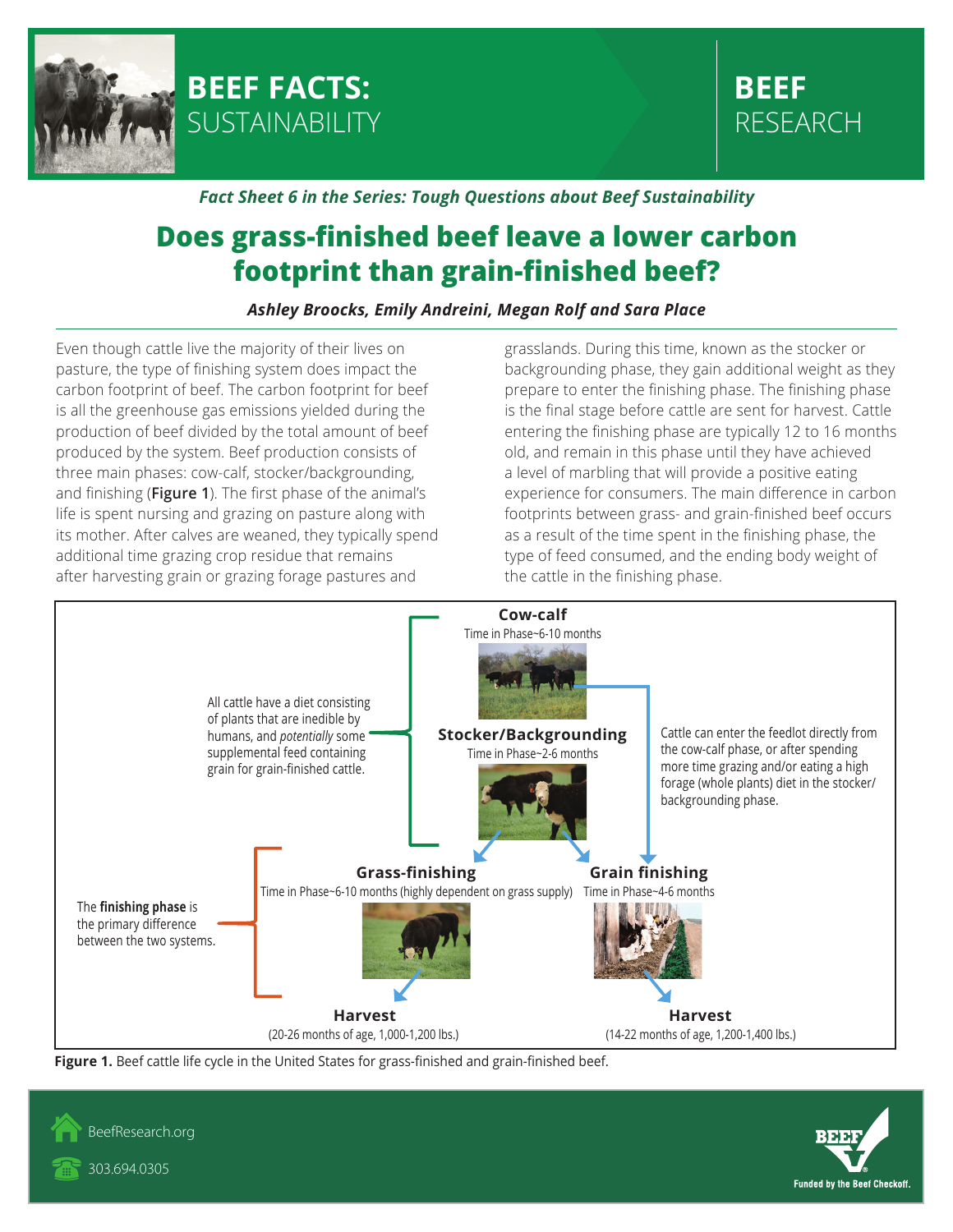# BEEF FACTS: SUSTAINABILITY

**BEEF RESEARCH**

***Fact Sheet 6 in the Series: Tough Questions about Beef Sustainability***

## Does grass-finished beef leave a lower carbon footprint than grain-finished beef?

***Ashley Broocks, Emily Andreini, Megan Rolf and Sara Place***

Even though cattle live the majority of their lives on pasture, the type of finishing system does impact the carbon footprint of beef. The carbon footprint for beef is all the greenhouse gas emissions yielded during the production of beef divided by the total amount of beef produced by the system. Beef production consists of three main phases: cow-calf, stocker/backgrounding, and finishing (**Figure 1**). The first phase of the animal's life is spent nursing and grazing on pasture along with its mother. After calves are weaned, they typically spend additional time grazing crop residue that remains after harvesting grain or grazing forage pastures and grasslands. During this time, known as the stocker or backgrounding phase, they gain additional weight as they prepare to enter the finishing phase. The finishing phase is the final stage before cattle are sent for harvest. Cattle entering the finishing phase are typically 12 to 16 months old, and remain in this phase until they have achieved a level of marbling that will provide a positive eating experience for consumers. The main difference in carbon footprints between grass- and grain-finished beef occurs as a result of the time spent in the finishing phase, the type of feed consumed, and the ending body weight of the cattle in the finishing phase.

**Cow-calf**
Time in Phase~6-10 months

**Stocker/Backgrounding**
Time in Phase~2-6 months

All cattle have a diet consisting of plants that are inedible by humans, and *potentially* some supplemental feed containing grain for grain-finished cattle.

Cattle can enter the feedlot directly from the cow-calf phase, or after spending more time grazing and/or eating a high forage (whole plants) diet in the stocker/backgrounding phase.

**Grass-finishing**
Time in Phase~6-10 months (highly dependent on grass supply)

**Grain finishing**
Time in Phase~4-6 months

The **finishing phase** is the primary difference between the two systems.

**Harvest**
(20-26 months of age, 1,000-1,200 lbs.)

**Harvest**
(14-22 months of age, 1,200-1,400 lbs.)

**Figure 1.** Beef cattle life cycle in the United States for grass-finished and grain-finished beef.

BeefResearch.org

303.694.0305

Funded by the Beef Checkoff.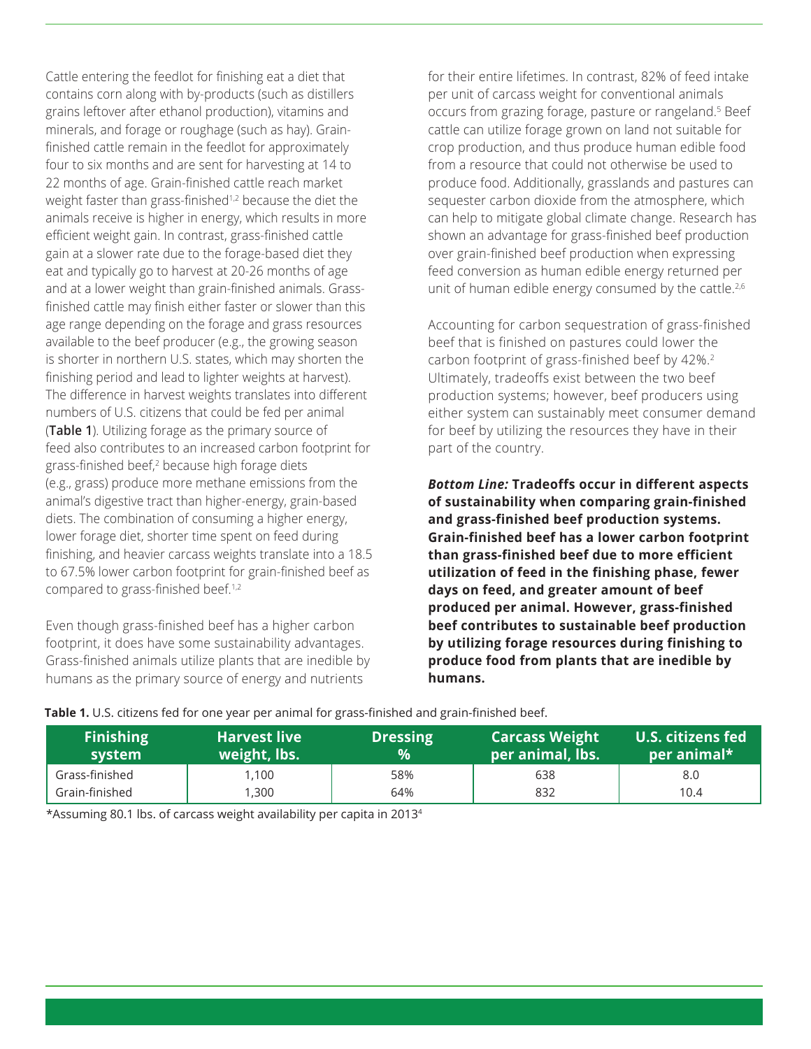Cattle entering the feedlot for finishing eat a diet that contains corn along with by-products (such as distillers grains leftover after ethanol production), vitamins and minerals, and forage or roughage (such as hay). Grain-finished cattle remain in the feedlot for approximately four to six months and are sent for harvesting at 14 to 22 months of age. Grain-finished cattle reach market weight faster than grass-finished[1,2] because the diet the animals receive is higher in energy, which results in more efficient weight gain. In contrast, grass-finished cattle gain at a slower rate due to the forage-based diet they eat and typically go to harvest at 20-26 months of age and at a lower weight than grain-finished animals. Grass-finished cattle may finish either faster or slower than this age range depending on the forage and grass resources available to the beef producer (e.g., the growing season is shorter in northern U.S. states, which may shorten the finishing period and lead to lighter weights at harvest). The difference in harvest weights translates into different numbers of U.S. citizens that could be fed per animal (**Table 1**). Utilizing forage as the primary source of feed also contributes to an increased carbon footprint for grass-finished beef,[2] because high forage diets (e.g., grass) produce more methane emissions from the animal's digestive tract than higher-energy, grain-based diets. The combination of consuming a higher energy, lower forage diet, shorter time spent on feed during finishing, and heavier carcass weights translate into a 18.5 to 67.5% lower carbon footprint for grain-finished beef as compared to grass-finished beef.[1,2]

Even though grass-finished beef has a higher carbon footprint, it does have some sustainability advantages. Grass-finished animals utilize plants that are inedible by humans as the primary source of energy and nutrients for their entire lifetimes. In contrast, 82% of feed intake per unit of carcass weight for conventional animals occurs from grazing forage, pasture or rangeland.[5] Beef cattle can utilize forage grown on land not suitable for crop production, and thus produce human edible food from a resource that could not otherwise be used to produce food. Additionally, grasslands and pastures can sequester carbon dioxide from the atmosphere, which can help to mitigate global climate change. Research has shown an advantage for grass-finished beef production over grain-finished beef production when expressing feed conversion as human edible energy returned per unit of human edible energy consumed by the cattle.[2,6]

Accounting for carbon sequestration of grass-finished beef that is finished on pastures could lower the carbon footprint of grass-finished beef by 42%.[2] Ultimately, tradeoffs exist between the two beef production systems; however, beef producers using either system can sustainably meet consumer demand for beef by utilizing the resources they have in their part of the country.

***Bottom Line:*** **Tradeoffs occur in different aspects of sustainability when comparing grain-finished and grass-finished beef production systems. Grain-finished beef has a lower carbon footprint than grass-finished beef due to more efficient utilization of feed in the finishing phase, fewer days on feed, and greater amount of beef produced per animal. However, grass-finished beef contributes to sustainable beef production by utilizing forage resources during finishing to produce food from plants that are inedible by humans.**

**Table 1.** U.S. citizens fed for one year per animal for grass-finished and grain-finished beef.

| Finishing system | Harvest live weight, lbs. | Dressing % | Carcass Weight per animal, lbs. | U.S. citizens fed per animal* |
|---|---|---|---|---|
| Grass-finished | 1,100 | 58% | 638 | 8.0 |
| Grain-finished | 1,300 | 64% | 832 | 10.4 |

*Assuming 80.1 lbs. of carcass weight availability per capita in 2013[4]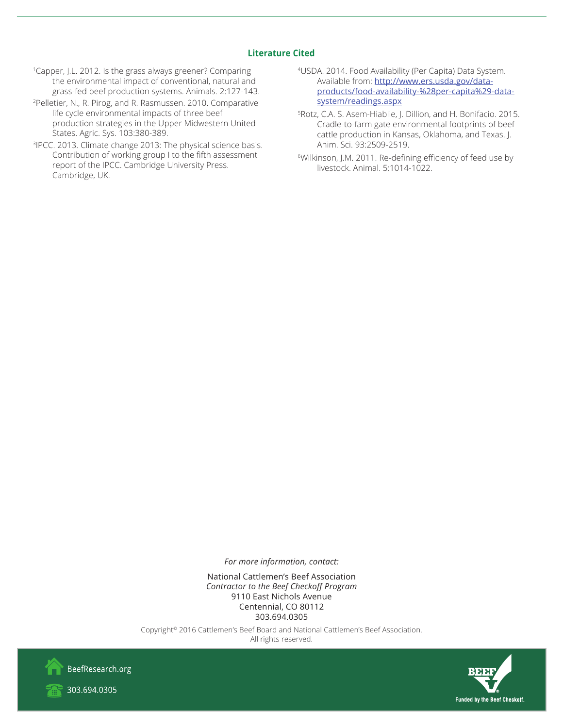## Literature Cited

[1]Capper, J.L. 2012. Is the grass always greener? Comparing the environmental impact of conventional, natural and grass-fed beef production systems. Animals. 2:127-143.

[2]Pelletier, N., R. Pirog, and R. Rasmussen. 2010. Comparative life cycle environmental impacts of three beef production strategies in the Upper Midwestern United States. Agric. Sys. 103:380-389.

[3]IPCC. 2013. Climate change 2013: The physical science basis. Contribution of working group I to the fifth assessment report of the IPCC. Cambridge University Press. Cambridge, UK.

[4]USDA. 2014. Food Availability (Per Capita) Data System. Available from: [http://www.ers.usda.gov/data-products/food-availability-%28per-capita%29-data-system/readings.aspx](http://www.ers.usda.gov/data-products/food-availability-%28per-capita%29-data-system/readings.aspx)

[5]Rotz, C.A. S. Asem-Hiablie, J. Dillion, and H. Bonifacio. 2015. Cradle-to-farm gate environmental footprints of beef cattle production in Kansas, Oklahoma, and Texas. J. Anim. Sci. 93:2509-2519.

[6]Wilkinson, J.M. 2011. Re-defining efficiency of feed use by livestock. Animal. 5:1014-1022.

*For more information, contact:*

National Cattlemen's Beef Association
*Contractor to the Beef Checkoff Program*
9110 East Nichols Avenue
Centennial, CO 80112
303.694.0305

Copyright© 2016 Cattlemen's Beef Board and National Cattlemen's Beef Association.
All rights reserved.

BeefResearch.org

303.694.0305

BEEF
Funded by the Beef Checkoff.